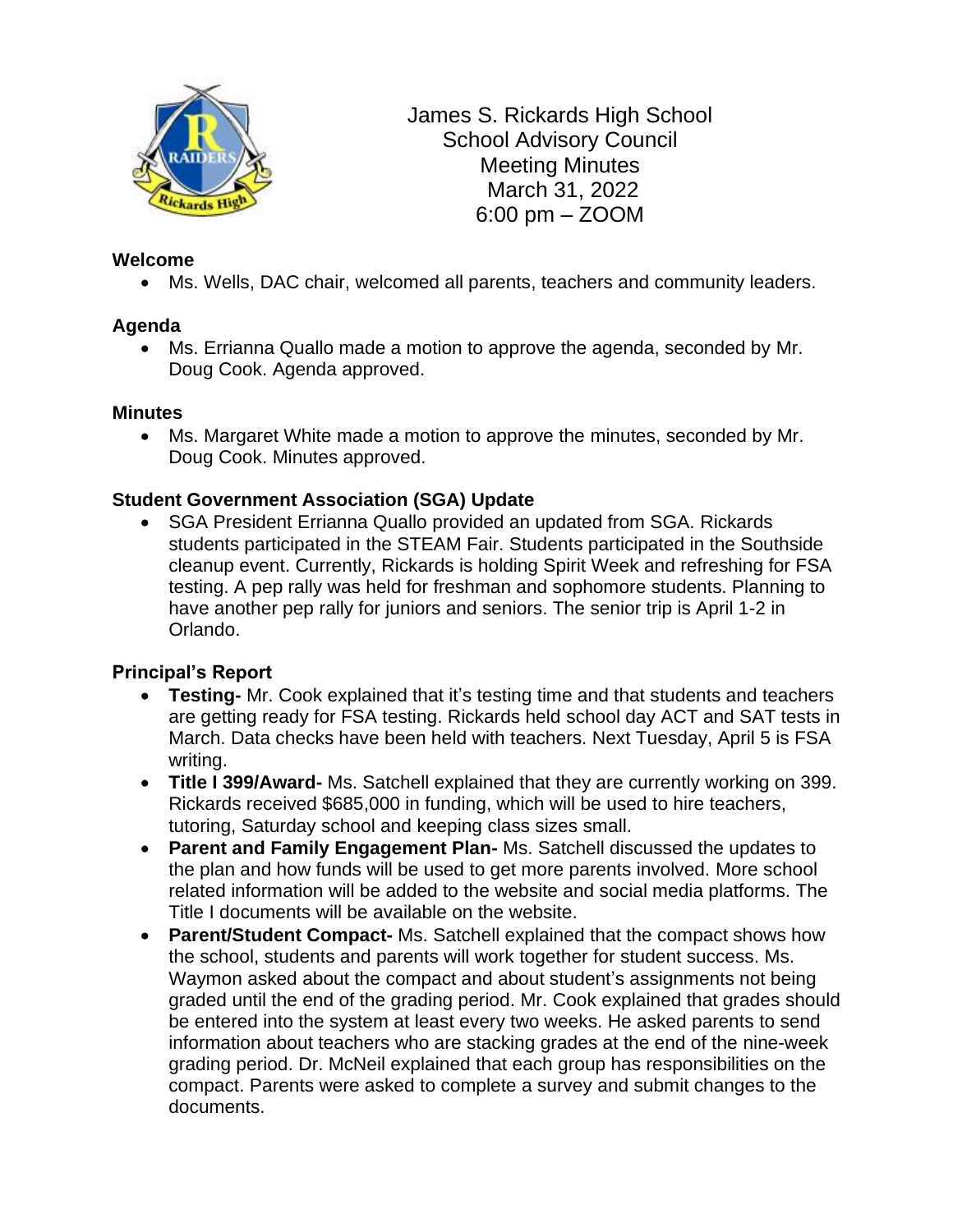James S. Rickards High School
School Advisory Council
Meeting Minutes
March 31, 2022
6:00 pm – ZOOM

**Welcome**

- Ms. Wells, DAC chair, welcomed all parents, teachers and community leaders.

**Agenda**

- Ms. Errianna Quallo made a motion to approve the agenda, seconded by Mr. Doug Cook. Agenda approved.

**Minutes**

- Ms. Margaret White made a motion to approve the minutes, seconded by Mr. Doug Cook. Minutes approved.

**Student Government Association (SGA) Update**

- SGA President Errianna Quallo provided an updated from SGA. Rickards students participated in the STEAM Fair. Students participated in the Southside cleanup event. Currently, Rickards is holding Spirit Week and refreshing for FSA testing. A pep rally was held for freshman and sophomore students. Planning to have another pep rally for juniors and seniors. The senior trip is April 1-2 in Orlando.

**Principal's Report**

- **Testing-** Mr. Cook explained that it's testing time and that students and teachers are getting ready for FSA testing. Rickards held school day ACT and SAT tests in March. Data checks have been held with teachers. Next Tuesday, April 5 is FSA writing.
- **Title I 399/Award-** Ms. Satchell explained that they are currently working on 399. Rickards received $685,000 in funding, which will be used to hire teachers, tutoring, Saturday school and keeping class sizes small.
- **Parent and Family Engagement Plan-** Ms. Satchell discussed the updates to the plan and how funds will be used to get more parents involved. More school related information will be added to the website and social media platforms. The Title I documents will be available on the website.
- **Parent/Student Compact-** Ms. Satchell explained that the compact shows how the school, students and parents will work together for student success. Ms. Waymon asked about the compact and about student's assignments not being graded until the end of the grading period. Mr. Cook explained that grades should be entered into the system at least every two weeks. He asked parents to send information about teachers who are stacking grades at the end of the nine-week grading period. Dr. McNeil explained that each group has responsibilities on the compact. Parents were asked to complete a survey and submit changes to the documents.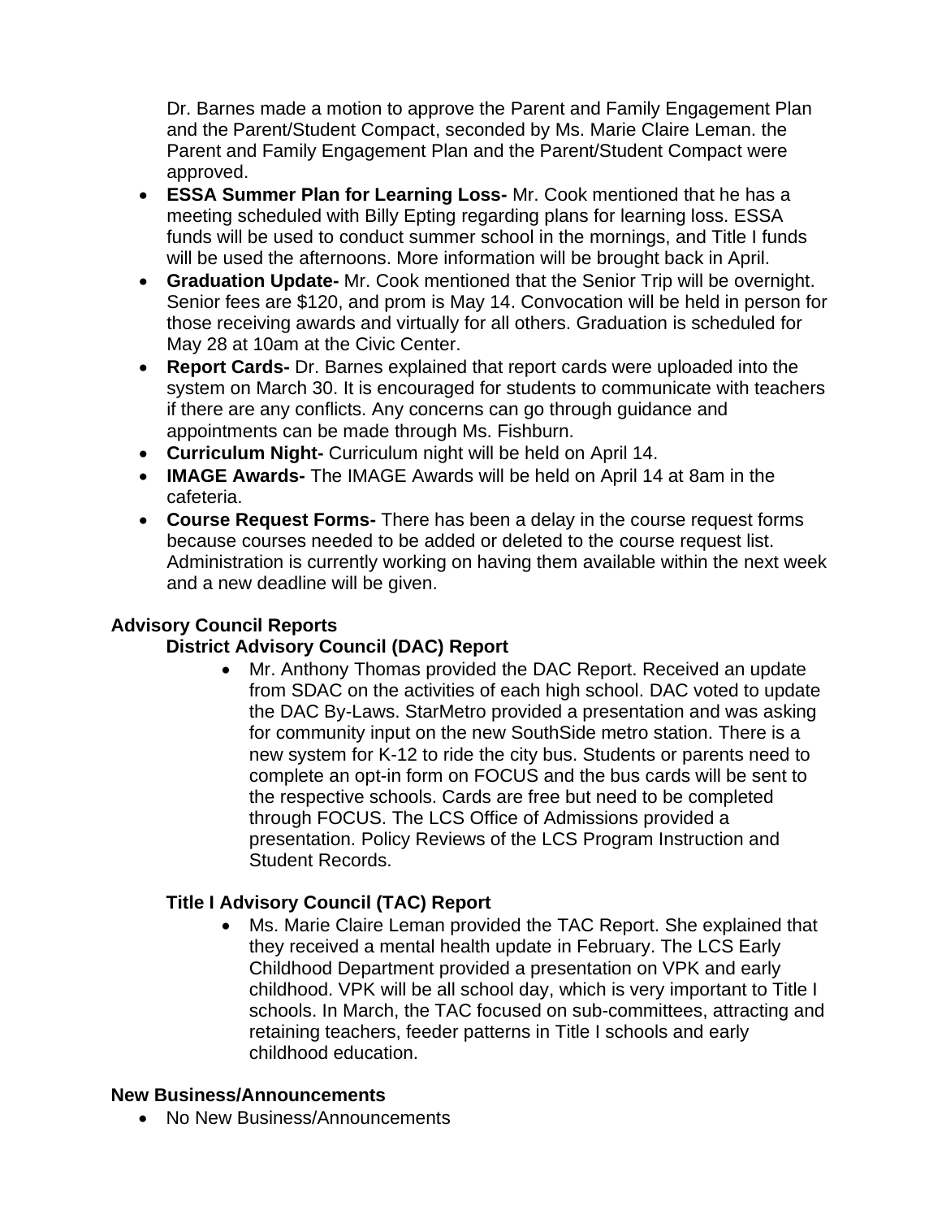Dr. Barnes made a motion to approve the Parent and Family Engagement Plan and the Parent/Student Compact, seconded by Ms. Marie Claire Leman. the Parent and Family Engagement Plan and the Parent/Student Compact were approved.

- **ESSA Summer Plan for Learning Loss-** Mr. Cook mentioned that he has a meeting scheduled with Billy Epting regarding plans for learning loss. ESSA funds will be used to conduct summer school in the mornings, and Title I funds will be used the afternoons. More information will be brought back in April.
- **Graduation Update-** Mr. Cook mentioned that the Senior Trip will be overnight. Senior fees are $120, and prom is May 14. Convocation will be held in person for those receiving awards and virtually for all others. Graduation is scheduled for May 28 at 10am at the Civic Center.
- **Report Cards-** Dr. Barnes explained that report cards were uploaded into the system on March 30. It is encouraged for students to communicate with teachers if there are any conflicts. Any concerns can go through guidance and appointments can be made through Ms. Fishburn.
- **Curriculum Night-** Curriculum night will be held on April 14.
- **IMAGE Awards-** The IMAGE Awards will be held on April 14 at 8am in the cafeteria.
- **Course Request Forms-** There has been a delay in the course request forms because courses needed to be added or deleted to the course request list. Administration is currently working on having them available within the next week and a new deadline will be given.

**Advisory Council Reports**

**District Advisory Council (DAC) Report**

- Mr. Anthony Thomas provided the DAC Report. Received an update from SDAC on the activities of each high school. DAC voted to update the DAC By-Laws. StarMetro provided a presentation and was asking for community input on the new SouthSide metro station. There is a new system for K-12 to ride the city bus. Students or parents need to complete an opt-in form on FOCUS and the bus cards will be sent to the respective schools. Cards are free but need to be completed through FOCUS. The LCS Office of Admissions provided a presentation. Policy Reviews of the LCS Program Instruction and Student Records.

**Title I Advisory Council (TAC) Report**

- Ms. Marie Claire Leman provided the TAC Report. She explained that they received a mental health update in February. The LCS Early Childhood Department provided a presentation on VPK and early childhood. VPK will be all school day, which is very important to Title I schools. In March, the TAC focused on sub-committees, attracting and retaining teachers, feeder patterns in Title I schools and early childhood education.

**New Business/Announcements**

- No New Business/Announcements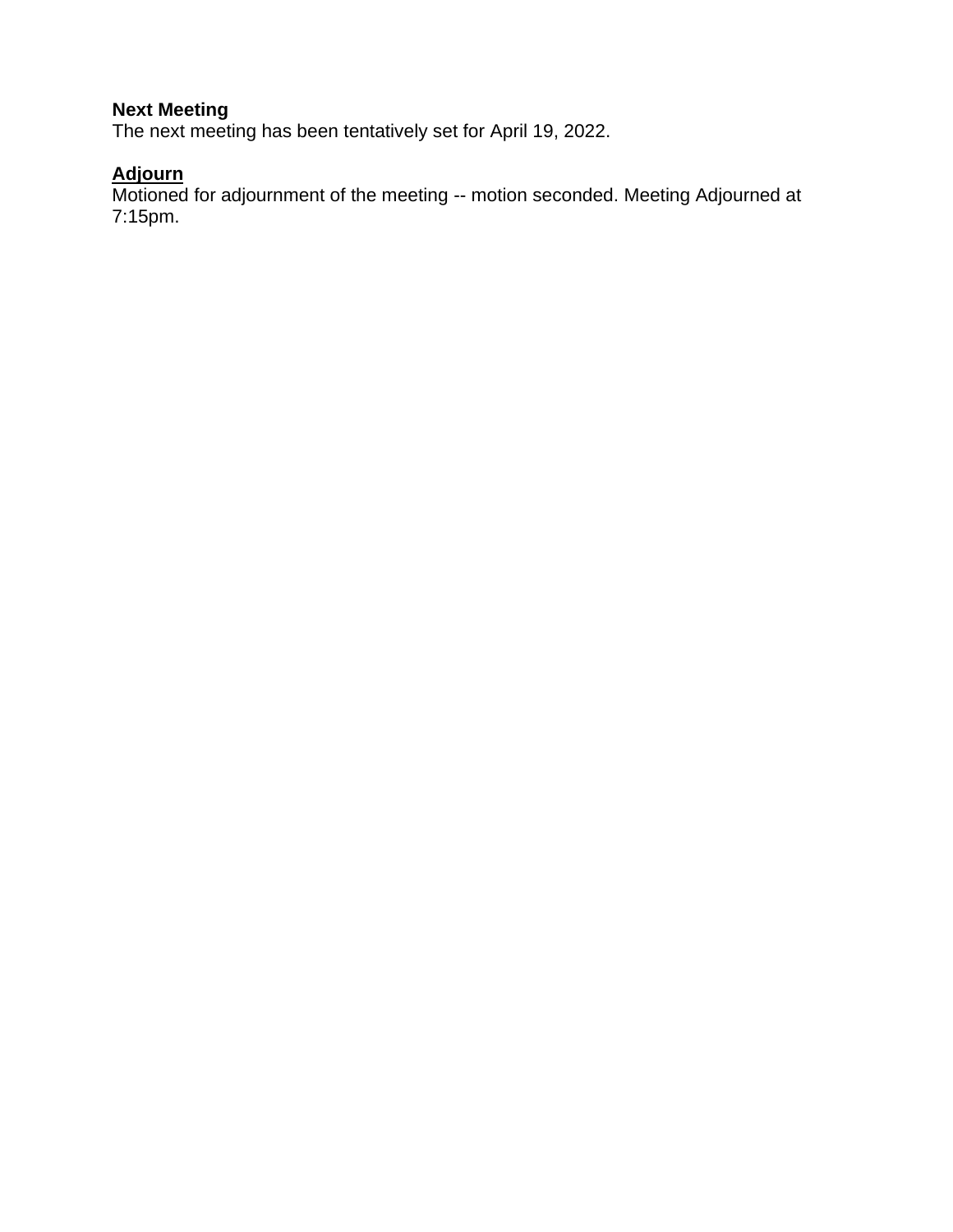**Next Meeting**
The next meeting has been tentatively set for April 19, 2022.

**Adjourn**
Motioned for adjournment of the meeting -- motion seconded. Meeting Adjourned at 7:15pm.